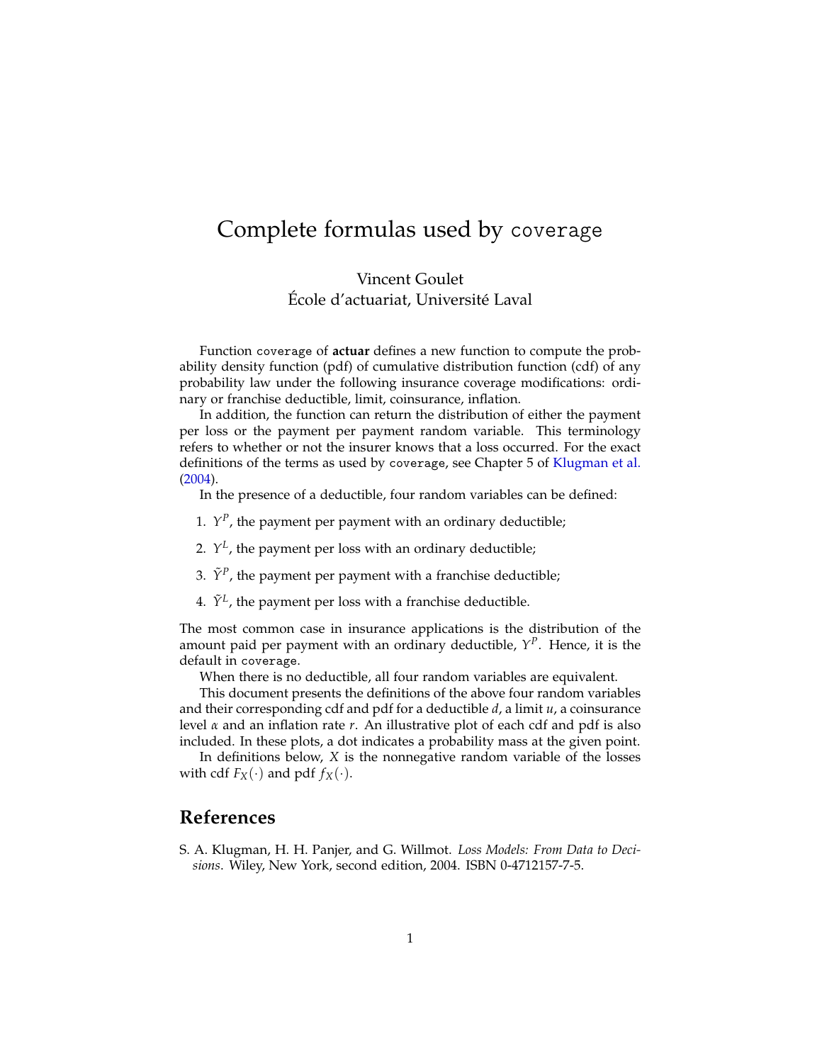# Complete formulas used by `coverage`

Vincent Goulet
École d'actuariat, Université Laval

Function `coverage` of **actuar** defines a new function to compute the probability density function (pdf) of cumulative distribution function (cdf) of any probability law under the following insurance coverage modifications: ordinary or franchise deductible, limit, coinsurance, inflation.

In addition, the function can return the distribution of either the payment per loss or the payment per payment random variable. This terminology refers to whether or not the insurer knows that a loss occurred. For the exact definitions of the terms as used by `coverage`, see Chapter 5 of Klugman et al. (2004).

In the presence of a deductible, four random variables can be defined:

1. $Y^P$, the payment per payment with an ordinary deductible;
2. $Y^L$, the payment per loss with an ordinary deductible;
3. $\tilde{Y}^P$, the payment per payment with a franchise deductible;
4. $\tilde{Y}^L$, the payment per loss with a franchise deductible.

The most common case in insurance applications is the distribution of the amount paid per payment with an ordinary deductible, $Y^P$. Hence, it is the default in `coverage`.

When there is no deductible, all four random variables are equivalent.

This document presents the definitions of the above four random variables and their corresponding cdf and pdf for a deductible $d$, a limit $u$, a coinsurance level $\alpha$ and an inflation rate $r$. An illustrative plot of each cdf and pdf is also included. In these plots, a dot indicates a probability mass at the given point.

In definitions below, $X$ is the nonnegative random variable of the losses with cdf $F_X(\cdot)$ and pdf $f_X(\cdot)$.

## References

S. A. Klugman, H. H. Panjer, and G. Willmot. *Loss Models: From Data to Decisions*. Wiley, New York, second edition, 2004. ISBN 0-4712157-7-5.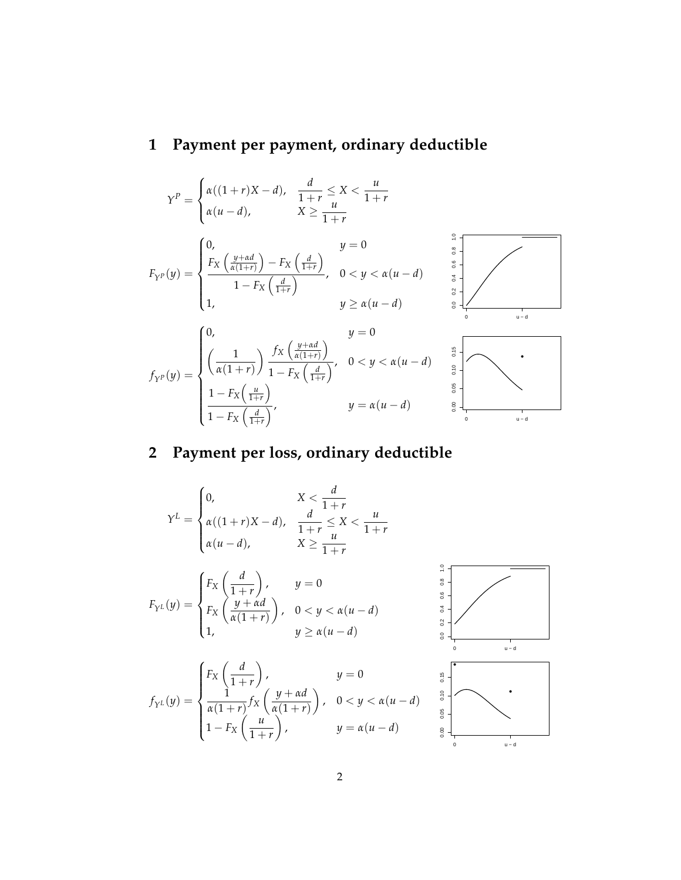## 1 Payment per payment, ordinary deductible

$$Y^P = \begin{cases} \alpha((1+r)X - d), & \dfrac{d}{1+r} \leq X < \dfrac{u}{1+r} \\ \alpha(u-d), & X \geq \dfrac{u}{1+r} \end{cases}$$

$$F_{Y^P}(y) = \begin{cases} 0, & y = 0 \\ \dfrac{F_X\left(\frac{y+\alpha d}{\alpha(1+r)}\right) - F_X\left(\frac{d}{1+r}\right)}{1 - F_X\left(\frac{d}{1+r}\right)}, & 0 < y < \alpha(u-d) \\ 1, & y \geq \alpha(u-d) \end{cases}$$

$$f_{Y^P}(y) = \begin{cases} 0, & y = 0 \\ \left(\dfrac{1}{\alpha(1+r)}\right) \dfrac{f_X\left(\frac{y+\alpha d}{\alpha(1+r)}\right)}{1 - F_X\left(\frac{d}{1+r}\right)}, & 0 < y < \alpha(u-d) \\ \dfrac{1 - F_X\left(\frac{u}{1+r}\right)}{1 - F_X\left(\frac{d}{1+r}\right)}, & y = \alpha(u-d) \end{cases}$$

## 2 Payment per loss, ordinary deductible

$$Y^L = \begin{cases} 0, & X < \dfrac{d}{1+r} \\ \alpha((1+r)X - d), & \dfrac{d}{1+r} \leq X < \dfrac{u}{1+r} \\ \alpha(u-d), & X \geq \dfrac{u}{1+r} \end{cases}$$

$$F_{Y^L}(y) = \begin{cases} F_X\left(\dfrac{d}{1+r}\right), & y = 0 \\ F_X\left(\dfrac{y+\alpha d}{\alpha(1+r)}\right), & 0 < y < \alpha(u-d) \\ 1, & y \geq \alpha(u-d) \end{cases}$$

$$f_{Y^L}(y) = \begin{cases} F_X\left(\dfrac{d}{1+r}\right), & y = 0 \\ \dfrac{1}{\alpha(1+r)} f_X\left(\dfrac{y+\alpha d}{\alpha(1+r)}\right), & 0 < y < \alpha(u-d) \\ 1 - F_X\left(\dfrac{u}{1+r}\right), & y = \alpha(u-d) \end{cases}$$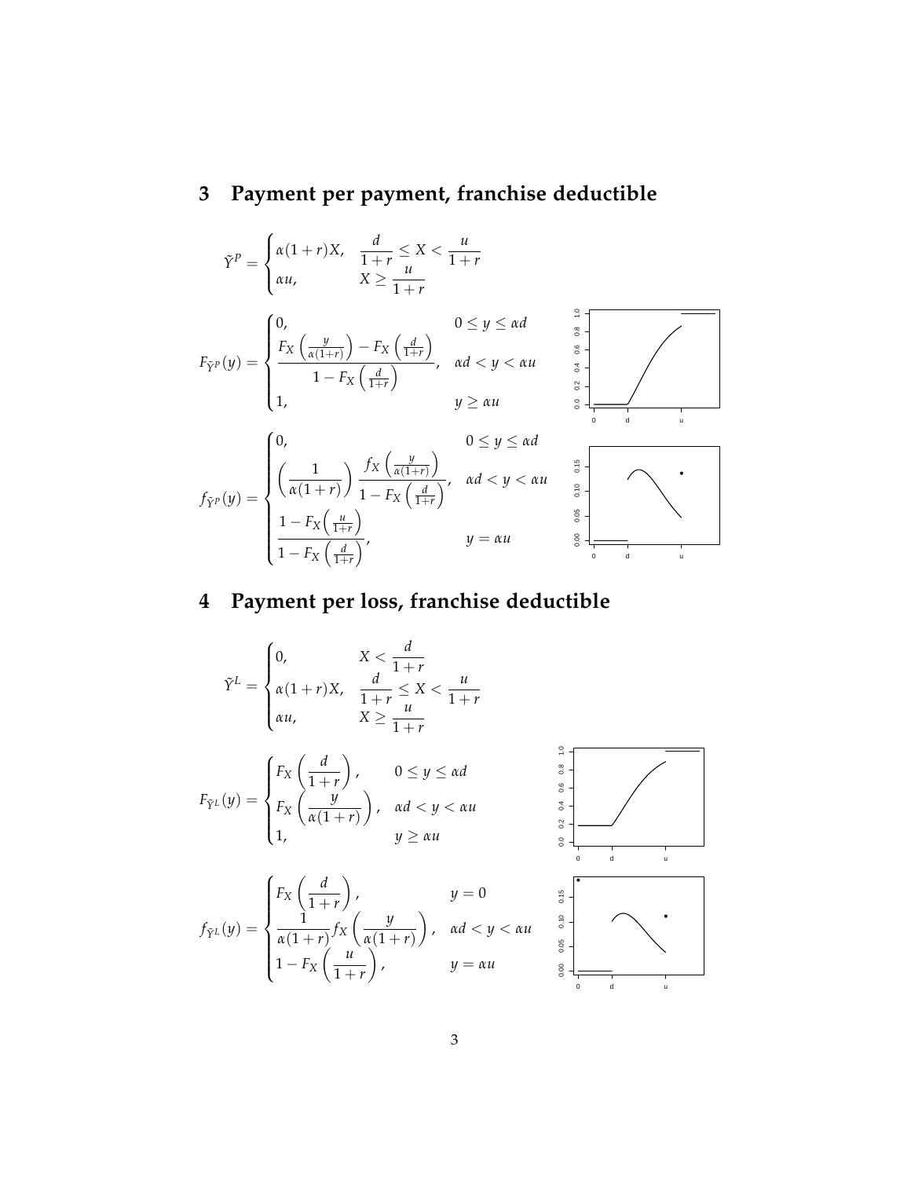## 3 Payment per payment, franchise deductible

$$\tilde{Y}^P = \begin{cases} \alpha(1+r)X, & \dfrac{d}{1+r} \leq X < \dfrac{u}{1+r} \\ \alpha u, & X \geq \dfrac{u}{1+r} \end{cases}$$

$$F_{\tilde{Y}^P}(y) = \begin{cases} 0, & 0 \leq y \leq \alpha d \\ \dfrac{F_X\left(\frac{y}{\alpha(1+r)}\right) - F_X\left(\frac{d}{1+r}\right)}{1 - F_X\left(\frac{d}{1+r}\right)}, & \alpha d < y < \alpha u \\ 1, & y \geq \alpha u \end{cases}$$

1.0
0.8
0.6
0.4
0.2
0.0
0
d
u

$$f_{\tilde{Y}^P}(y) = \begin{cases} 0, & 0 \leq y \leq \alpha d \\ \left(\dfrac{1}{\alpha(1+r)}\right) \dfrac{f_X\left(\frac{y}{\alpha(1+r)}\right)}{1 - F_X\left(\frac{d}{1+r}\right)}, & \alpha d < y < \alpha u \\ \dfrac{1 - F_X\left(\frac{u}{1+r}\right)}{1 - F_X\left(\frac{d}{1+r}\right)}, & y = \alpha u \end{cases}$$

0.15
0.10
0.05
0.00
0
d
u

## 4 Payment per loss, franchise deductible

$$\tilde{Y}^L = \begin{cases} 0, & X < \dfrac{d}{1+r} \\ \alpha(1+r)X, & \dfrac{d}{1+r} \leq X < \dfrac{u}{1+r} \\ \alpha u, & X \geq \dfrac{u}{1+r} \end{cases}$$

$$F_{\tilde{Y}^L}(y) = \begin{cases} F_X\left(\dfrac{d}{1+r}\right), & 0 \leq y \leq \alpha d \\ F_X\left(\dfrac{y}{\alpha(1+r)}\right), & \alpha d < y < \alpha u \\ 1, & y \geq \alpha u \end{cases}$$

1.0
0.8
0.6
0.4
0.2
0.0
0
d
u

$$f_{\tilde{Y}^L}(y) = \begin{cases} F_X\left(\dfrac{d}{1+r}\right), & y = 0 \\ \dfrac{1}{\alpha(1+r)} f_X\left(\dfrac{y}{\alpha(1+r)}\right), & \alpha d < y < \alpha u \\ 1 - F_X\left(\dfrac{u}{1+r}\right), & y = \alpha u \end{cases}$$

0.15
0.10
0.05
0.00
0
d
u